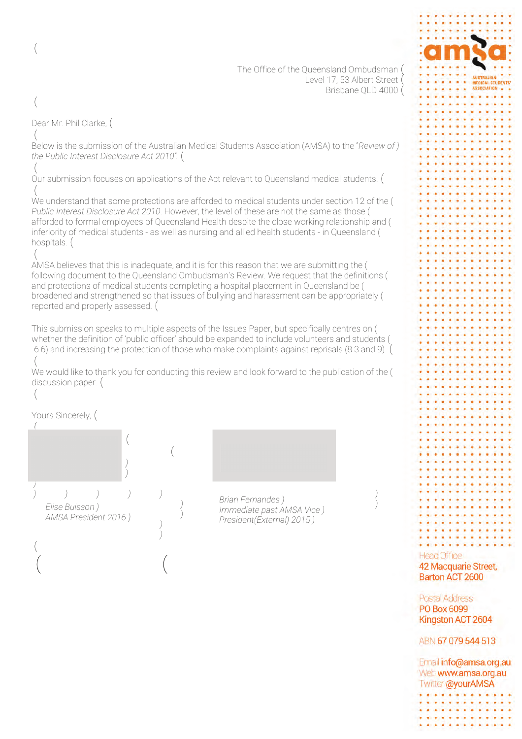The Office of the Queensland Ombudsman
Level 17, 53 Albert Street
Brisbane QLD 4000

Dear Mr. Phil Clarke,

Below is the submission of the Australian Medical Students Association (AMSA) to the "*Review of the Public Interest Disclosure Act 2010*".

Our submission focuses on applications of the Act relevant to Queensland medical students.

We understand that some protections are afforded to medical students under section 12 of the *Public Interest Disclosure Act 2010*. However, the level of these are not the same as those afforded to formal employees of Queensland Health despite the close working relationship and inferiority of medical students - as well as nursing and allied health students - in Queensland hospitals.

AMSA believes that this is inadequate, and it is for this reason that we are submitting the following document to the Queensland Ombudsman's Review. We request that the definitions and protections of medical students completing a hospital placement in Queensland be broadened and strengthened so that issues of bullying and harassment can be appropriately reported and properly assessed.

This submission speaks to multiple aspects of the Issues Paper, but specifically centres on whether the definition of 'public officer' should be expanded to include volunteers and students (6.6) and increasing the protection of those who make complaints against reprisals (8.3 and 9).

We would like to thank you for conducting this review and look forward to the publication of the discussion paper.

Yours Sincerely,

*Elise Buisson*
*AMSA President 2016*

*Brian Fernandes*
*Immediate past AMSA Vice President(External) 2015*

Head Office
42 Macquarie Street,
Barton ACT 2600

Postal Address
PO Box 6099
Kingston ACT 2604

ABN 67 079 544 513

Email info@amsa.org.au
Web www.amsa.org.au
Twitter @yourAMSA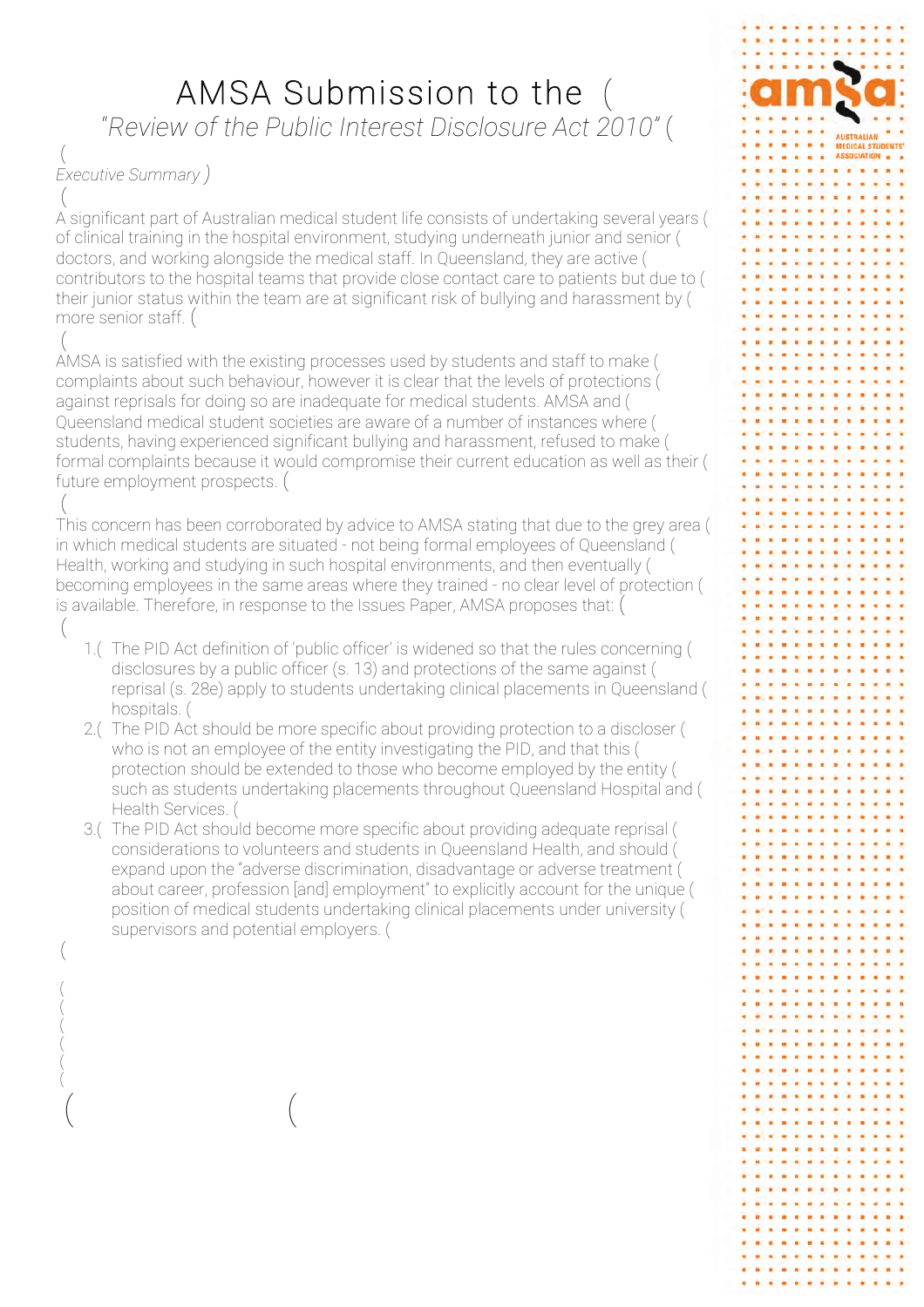# AMSA Submission to the

*"Review of the Public Interest Disclosure Act 2010"*

## *Executive Summary*

A significant part of Australian medical student life consists of undertaking several years of clinical training in the hospital environment, studying underneath junior and senior doctors, and working alongside the medical staff. In Queensland, they are active contributors to the hospital teams that provide close contact care to patients but due to their junior status within the team are at significant risk of bullying and harassment by more senior staff.

AMSA is satisfied with the existing processes used by students and staff to make complaints about such behaviour, however it is clear that the levels of protections against reprisals for doing so are inadequate for medical students. AMSA and Queensland medical student societies are aware of a number of instances where students, having experienced significant bullying and harassment, refused to make formal complaints because it would compromise their current education as well as their future employment prospects.

This concern has been corroborated by advice to AMSA stating that due to the grey area in which medical students are situated - not being formal employees of Queensland Health, working and studying in such hospital environments, and then eventually becoming employees in the same areas where they trained - no clear level of protection is available. Therefore, in response to the Issues Paper, AMSA proposes that:

1. The PID Act definition of 'public officer' is widened so that the rules concerning disclosures by a public officer (s. 13) and protections of the same against reprisal (s. 28e) apply to students undertaking clinical placements in Queensland hospitals.
2. The PID Act should be more specific about providing protection to a discloser who is not an employee of the entity investigating the PID, and that this protection should be extended to those who become employed by the entity such as students undertaking placements throughout Queensland Hospital and Health Services.
3. The PID Act should become more specific about providing adequate reprisal considerations to volunteers and students in Queensland Health, and should expand upon the "adverse discrimination, disadvantage or adverse treatment about career, profession [and] employment" to explicitly account for the unique position of medical students undertaking clinical placements under university supervisors and potential employers.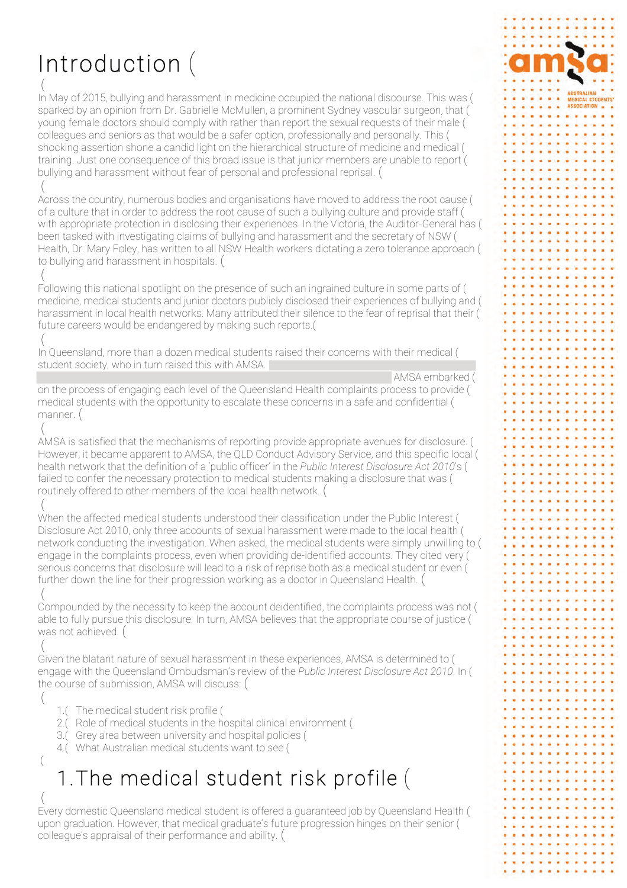# Introduction

In May of 2015, bullying and harassment in medicine occupied the national discourse. This was sparked by an opinion from Dr. Gabrielle McMullen, a prominent Sydney vascular surgeon, that young female doctors should comply with rather than report the sexual requests of their male colleagues and seniors as that would be a safer option, professionally and personally. This shocking assertion shone a candid light on the hierarchical structure of medicine and medical training. Just one consequence of this broad issue is that junior members are unable to report bullying and harassment without fear of personal and professional reprisal.

Across the country, numerous bodies and organisations have moved to address the root cause of a culture that in order to address the root cause of such a bullying culture and provide staff with appropriate protection in disclosing their experiences. In the Victoria, the Auditor-General has been tasked with investigating claims of bullying and harassment and the secretary of NSW Health, Dr. Mary Foley, has written to all NSW Health workers dictating a zero tolerance approach to bullying and harassment in hospitals.

Following this national spotlight on the presence of such an ingrained culture in some parts of medicine, medical students and junior doctors publicly disclosed their experiences of bullying and harassment in local health networks. Many attributed their silence to the fear of reprisal that their future careers would be endangered by making such reports.

In Queensland, more than a dozen medical students raised their concerns with their medical student society, who in turn raised this with AMSA. AMSA embarked on the process of engaging each level of the Queensland Health complaints process to provide medical students with the opportunity to escalate these concerns in a safe and confidential manner.

AMSA is satisfied that the mechanisms of reporting provide appropriate avenues for disclosure. However, it became apparent to AMSA, the QLD Conduct Advisory Service, and this specific local health network that the definition of a 'public officer' in the *Public Interest Disclosure Act 2010*'s failed to confer the necessary protection to medical students making a disclosure that was routinely offered to other members of the local health network.

When the affected medical students understood their classification under the Public Interest Disclosure Act 2010, only three accounts of sexual harassment were made to the local health network conducting the investigation. When asked, the medical students were simply unwilling to engage in the complaints process, even when providing de-identified accounts. They cited very serious concerns that disclosure will lead to a risk of reprise both as a medical student or even further down the line for their progression working as a doctor in Queensland Health.

Compounded by the necessity to keep the account deidentified, the complaints process was not able to fully pursue this disclosure. In turn, AMSA believes that the appropriate course of justice was not achieved.

Given the blatant nature of sexual harassment in these experiences, AMSA is determined to engage with the Queensland Ombudsman's review of the *Public Interest Disclosure Act 2010*. In the course of submission, AMSA will discuss:

1. The medical student risk profile
2. Role of medical students in the hospital clinical environment
3. Grey area between university and hospital policies
4. What Australian medical students want to see

# 1. The medical student risk profile

Every domestic Queensland medical student is offered a guaranteed job by Queensland Health upon graduation. However, that medical graduate's future progression hinges on their senior colleague's appraisal of their performance and ability.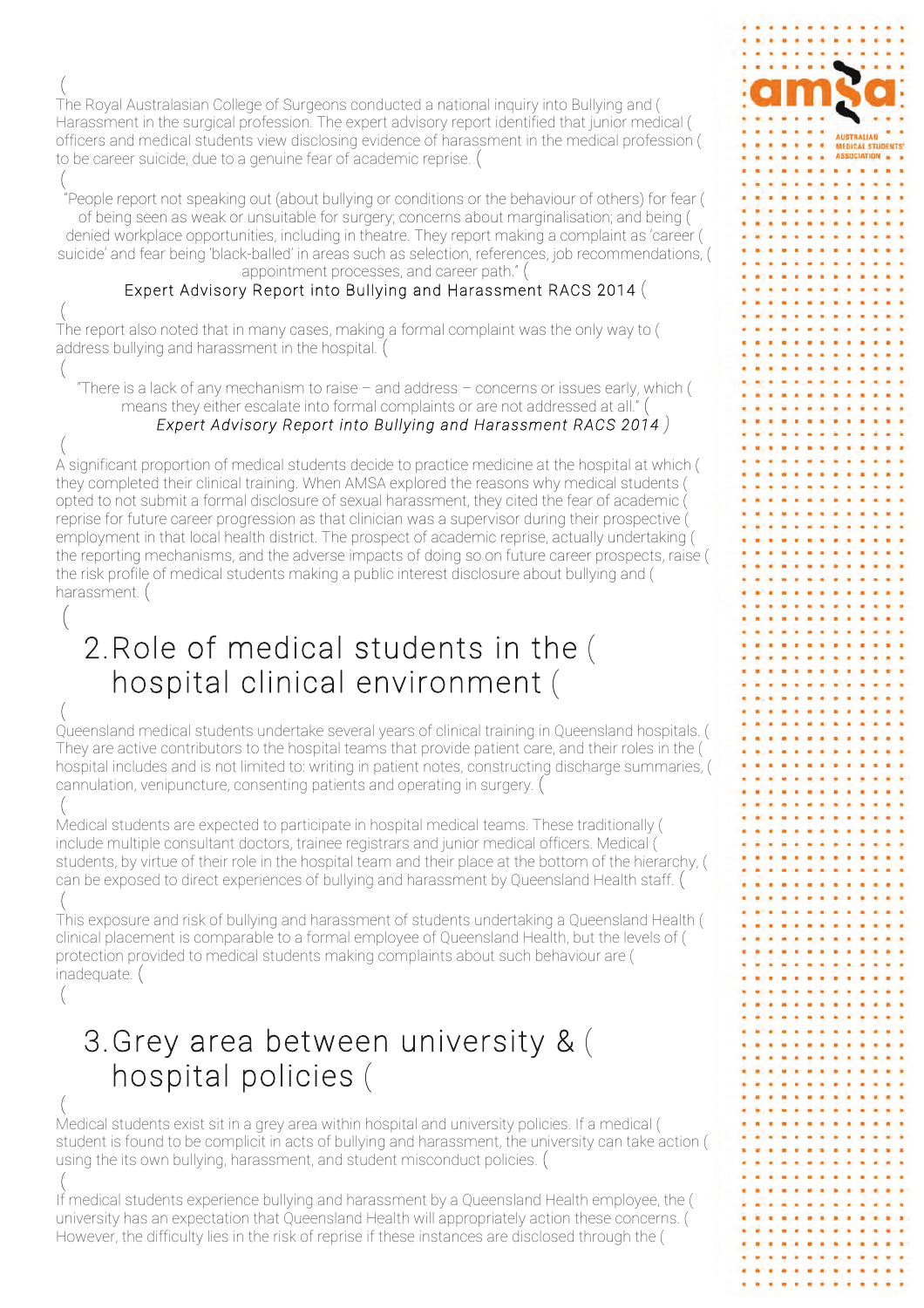The Royal Australasian College of Surgeons conducted a national inquiry into Bullying and Harassment in the surgical profession. The expert advisory report identified that junior medical officers and medical students view disclosing evidence of harassment in the medical profession to be career suicide, due to a genuine fear of academic reprise.

> "People report not speaking out (about bullying or conditions or the behaviour of others) for fear of being seen as weak or unsuitable for surgery; concerns about marginalisation; and being denied workplace opportunities, including in theatre. They report making a complaint as 'career suicide' and fear being 'black-balled' in areas such as selection, references, job recommendations, appointment processes, and career path."
>
> Expert Advisory Report into Bullying and Harassment RACS 2014

The report also noted that in many cases, making a formal complaint was the only way to address bullying and harassment in the hospital.

> "There is a lack of any mechanism to raise – and address – concerns or issues early, which means they either escalate into formal complaints or are not addressed at all."
>
> *Expert Advisory Report into Bullying and Harassment RACS 2014*

A significant proportion of medical students decide to practice medicine at the hospital at which they completed their clinical training. When AMSA explored the reasons why medical students opted to not submit a formal disclosure of sexual harassment, they cited the fear of academic reprise for future career progression as that clinician was a supervisor during their prospective employment in that local health district. The prospect of academic reprise, actually undertaking the reporting mechanisms, and the adverse impacts of doing so on future career prospects, raise the risk profile of medical students making a public interest disclosure about bullying and harassment.

## 2. Role of medical students in the hospital clinical environment

Queensland medical students undertake several years of clinical training in Queensland hospitals. They are active contributors to the hospital teams that provide patient care, and their roles in the hospital includes and is not limited to: writing in patient notes, constructing discharge summaries, cannulation, venipuncture, consenting patients and operating in surgery.

Medical students are expected to participate in hospital medical teams. These traditionally include multiple consultant doctors, trainee registrars and junior medical officers. Medical students, by virtue of their role in the hospital team and their place at the bottom of the hierarchy, can be exposed to direct experiences of bullying and harassment by Queensland Health staff.

This exposure and risk of bullying and harassment of students undertaking a Queensland Health clinical placement is comparable to a formal employee of Queensland Health, but the levels of protection provided to medical students making complaints about such behaviour are inadequate.

## 3. Grey area between university & hospital policies

Medical students exist sit in a grey area within hospital and university policies. If a medical student is found to be complicit in acts of bullying and harassment, the university can take action using the its own bullying, harassment, and student misconduct policies.

If medical students experience bullying and harassment by a Queensland Health employee, the university has an expectation that Queensland Health will appropriately action these concerns. However, the difficulty lies in the risk of reprise if these instances are disclosed through the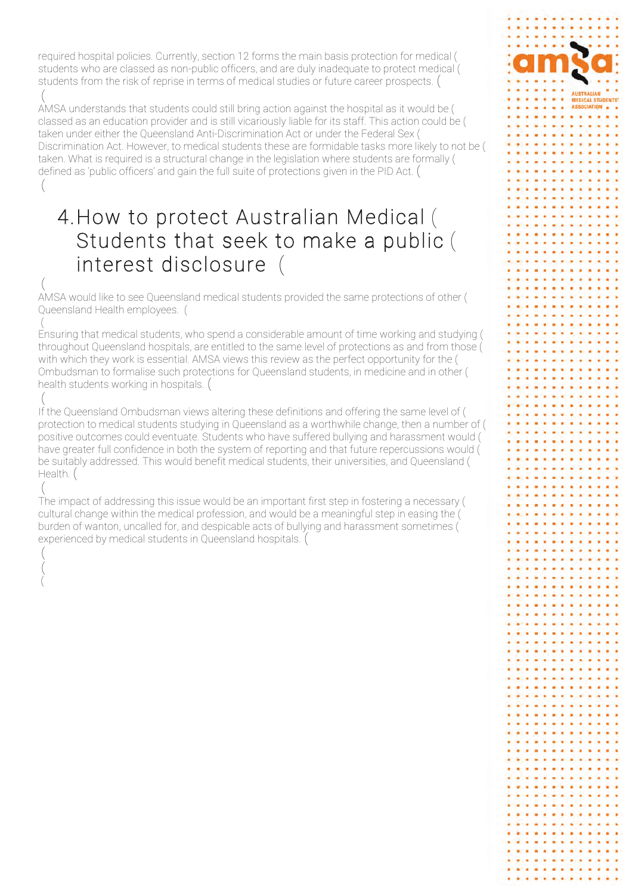required hospital policies. Currently, section 12 forms the main basis protection for medical students who are classed as non-public officers, and are duly inadequate to protect medical students from the risk of reprise in terms of medical studies or future career prospects.

AMSA understands that students could still bring action against the hospital as it would be classed as an education provider and is still vicariously liable for its staff. This action could be taken under either the Queensland Anti-Discrimination Act or under the Federal Sex Discrimination Act. However, to medical students these are formidable tasks more likely to not be taken. What is required is a structural change in the legislation where students are formally defined as 'public officers' and gain the full suite of protections given in the PID Act.

## 4. How to protect Australian Medical Students that seek to make a public interest disclosure

AMSA would like to see Queensland medical students provided the same protections of other Queensland Health employees.

Ensuring that medical students, who spend a considerable amount of time working and studying throughout Queensland hospitals, are entitled to the same level of protections as and from those with which they work is essential. AMSA views this review as the perfect opportunity for the Ombudsman to formalise such protections for Queensland students, in medicine and in other health students working in hospitals.

If the Queensland Ombudsman views altering these definitions and offering the same level of protection to medical students studying in Queensland as a worthwhile change, then a number of positive outcomes could eventuate. Students who have suffered bullying and harassment would have greater full confidence in both the system of reporting and that future repercussions would be suitably addressed. This would benefit medical students, their universities, and Queensland Health.

The impact of addressing this issue would be an important first step in fostering a necessary cultural change within the medical profession, and would be a meaningful step in easing the burden of wanton, uncalled for, and despicable acts of bullying and harassment sometimes experienced by medical students in Queensland hospitals.